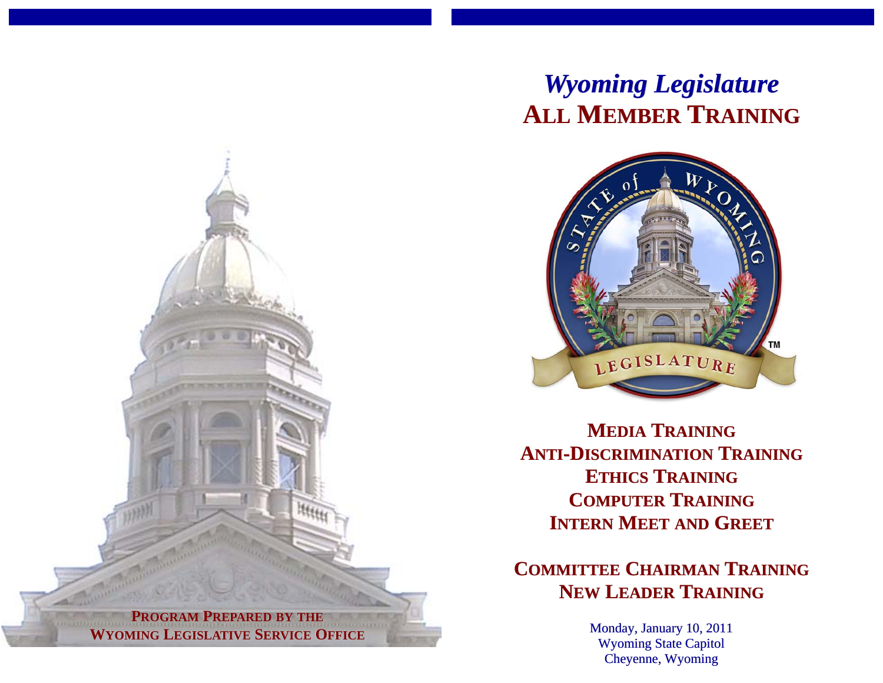**Program Prepared by the Wyoming Legislative Service Office**

# *Wyoming Legislature*
# All Member Training

State of Wyoming Legislature™

**Media Training**
**Anti-Discrimination Training**
**Ethics Training**
**Computer Training**
**Intern Meet and Greet**

**Committee Chairman Training**
**New Leader Training**

Monday, January 10, 2011
Wyoming State Capitol
Cheyenne, Wyoming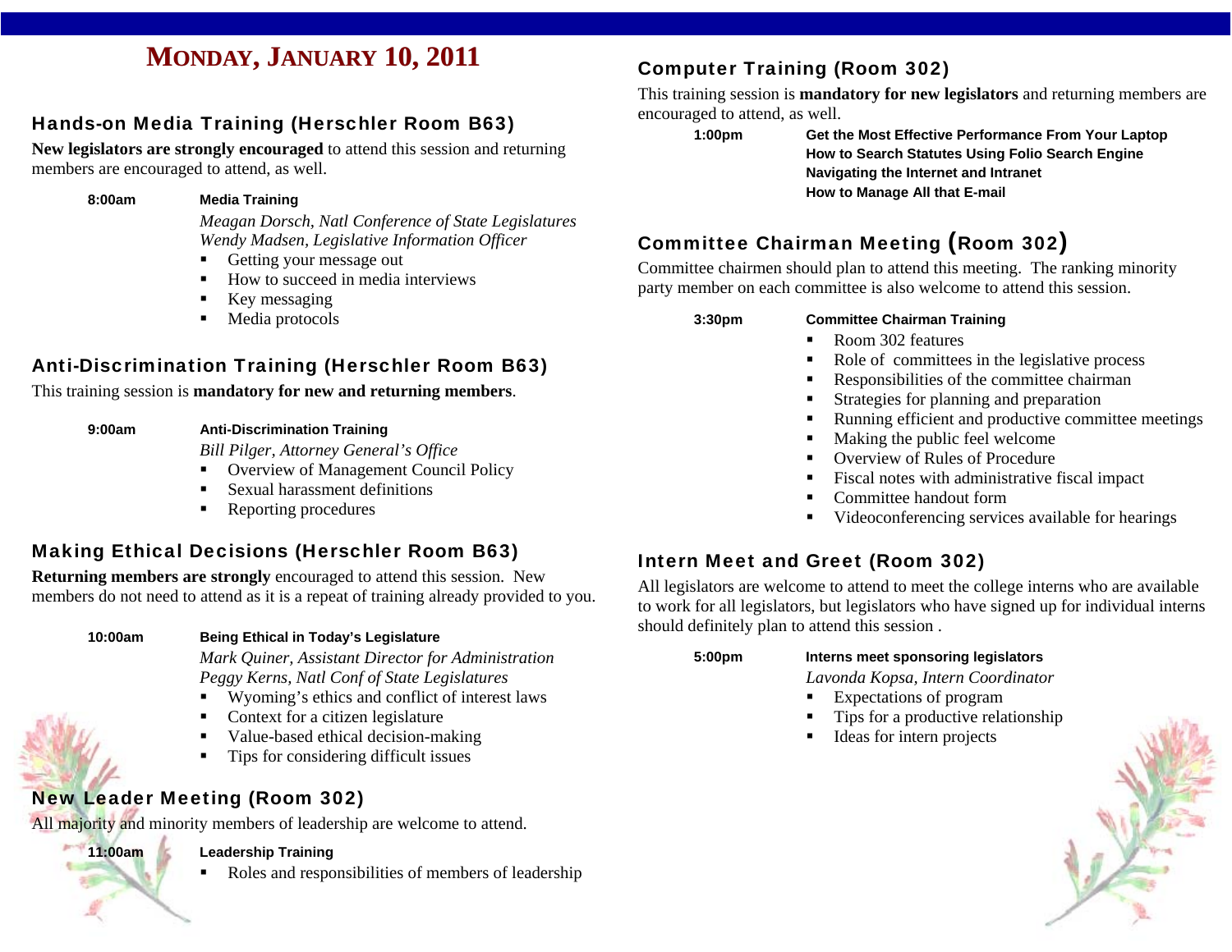# MONDAY, JANUARY 10, 2011

## Hands-on Media Training (Herschler Room B63)

**New legislators are strongly encouraged** to attend this session and returning members are encouraged to attend, as well.

**8:00am** **Media Training**

*Meagan Dorsch, Natl Conference of State Legislatures*
*Wendy Madsen, Legislative Information Officer*

- Getting your message out
- How to succeed in media interviews
- Key messaging
- Media protocols

## Anti-Discrimination Training (Herschler Room B63)

This training session is **mandatory for new and returning members**.

**9:00am** **Anti-Discrimination Training**

*Bill Pilger, Attorney General's Office*

- Overview of Management Council Policy
- Sexual harassment definitions
- Reporting procedures

## Making Ethical Decisions (Herschler Room B63)

**Returning members are strongly** encouraged to attend this session. New members do not need to attend as it is a repeat of training already provided to you.

**10:00am** **Being Ethical in Today's Legislature**

*Mark Quiner, Assistant Director for Administration*
*Peggy Kerns, Natl Conf of State Legislatures*

- Wyoming's ethics and conflict of interest laws
- Context for a citizen legislature
- Value-based ethical decision-making
- Tips for considering difficult issues

## New Leader Meeting (Room 302)

All majority and minority members of leadership are welcome to attend.

**11:00am** **Leadership Training**

- Roles and responsibilities of members of leadership

## Computer Training (Room 302)

This training session is **mandatory for new legislators** and returning members are encouraged to attend, as well.

**1:00pm** **Get the Most Effective Performance From Your Laptop**
**How to Search Statutes Using Folio Search Engine**
**Navigating the Internet and Intranet**
**How to Manage All that E-mail**

## Committee Chairman Meeting (Room 302)

Committee chairmen should plan to attend this meeting. The ranking minority party member on each committee is also welcome to attend this session.

**3:30pm** **Committee Chairman Training**

- Room 302 features
- Role of committees in the legislative process
- Responsibilities of the committee chairman
- Strategies for planning and preparation
- Running efficient and productive committee meetings
- Making the public feel welcome
- Overview of Rules of Procedure
- Fiscal notes with administrative fiscal impact
- Committee handout form
- Videoconferencing services available for hearings

## Intern Meet and Greet (Room 302)

All legislators are welcome to attend to meet the college interns who are available to work for all legislators, but legislators who have signed up for individual interns should definitely plan to attend this session .

**5:00pm** **Interns meet sponsoring legislators**

*Lavonda Kopsa, Intern Coordinator*

- Expectations of program
- Tips for a productive relationship
- Ideas for intern projects